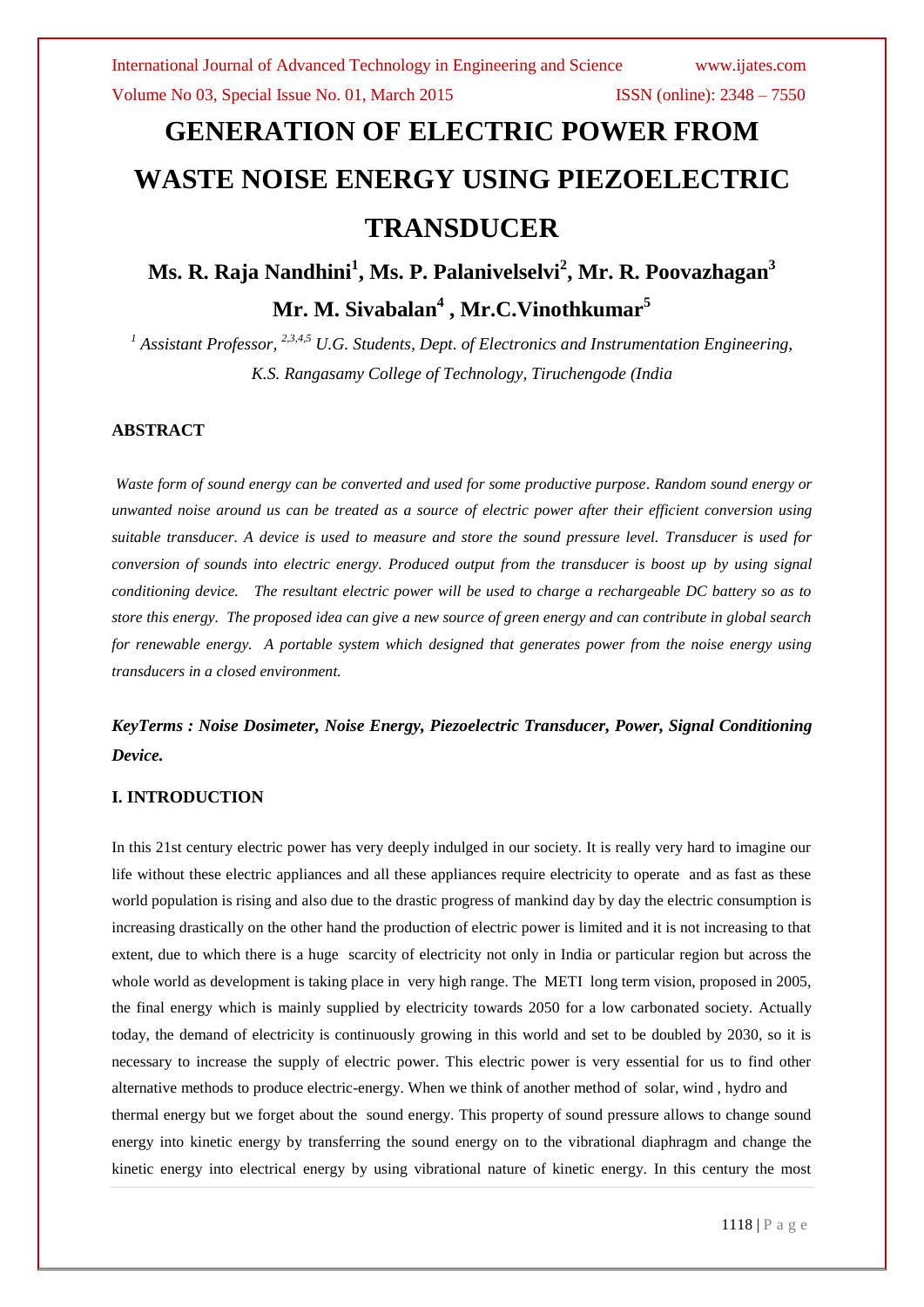# GENERATION OF ELECTRIC POWER FROM WASTE NOISE ENERGY USING PIEZOELECTRIC TRANSDUCER

**Ms. R. Raja Nandhini[1], Ms. P. Palanivelselvi[2], Mr. R. Poovazhagan[3] Mr. M. Sivabalan[4] , Mr.C.Vinothkumar[5]**

*[1] Assistant Professor, [2,3,4,5] U.G. Students, Dept. of Electronics and Instrumentation Engineering, K.S. Rangasamy College of Technology, Tiruchengode (India*

## ABSTRACT

*Waste form of sound energy can be converted and used for some productive purpose. Random sound energy or unwanted noise around us can be treated as a source of electric power after their efficient conversion using suitable transducer. A device is used to measure and store the sound pressure level. Transducer is used for conversion of sounds into electric energy. Produced output from the transducer is boost up by using signal conditioning device. The resultant electric power will be used to charge a rechargeable DC battery so as to store this energy. The proposed idea can give a new source of green energy and can contribute in global search for renewable energy. A portable system which designed that generates power from the noise energy using transducers in a closed environment.*

***KeyTerms : Noise Dosimeter, Noise Energy, Piezoelectric Transducer, Power, Signal Conditioning Device.***

## I. INTRODUCTION

In this 21st century electric power has very deeply indulged in our society. It is really very hard to imagine our life without these electric appliances and all these appliances require electricity to operate and as fast as these world population is rising and also due to the drastic progress of mankind day by day the electric consumption is increasing drastically on the other hand the production of electric power is limited and it is not increasing to that extent, due to which there is a huge scarcity of electricity not only in India or particular region but across the whole world as development is taking place in very high range. The METI long term vision, proposed in 2005, the final energy which is mainly supplied by electricity towards 2050 for a low carbonated society. Actually today, the demand of electricity is continuously growing in this world and set to be doubled by 2030, so it is necessary to increase the supply of electric power. This electric power is very essential for us to find other alternative methods to produce electric-energy. When we think of another method of solar, wind , hydro and thermal energy but we forget about the sound energy. This property of sound pressure allows to change sound energy into kinetic energy by transferring the sound energy on to the vibrational diaphragm and change the kinetic energy into electrical energy by using vibrational nature of kinetic energy. In this century the most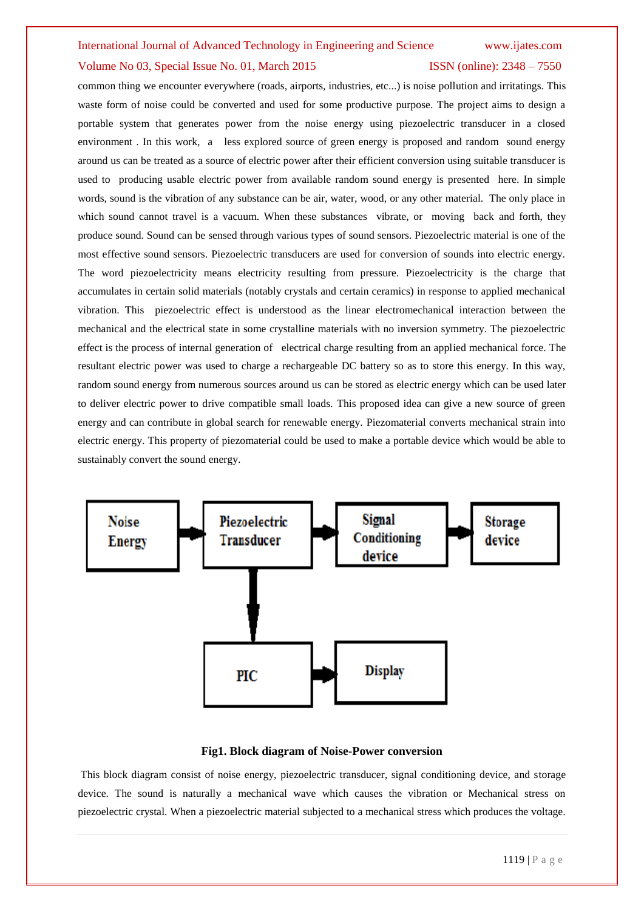common thing we encounter everywhere (roads, airports, industries, etc...) is noise pollution and irritatings. This waste form of noise could be converted and used for some productive purpose. The project aims to design a portable system that generates power from the noise energy using piezoelectric transducer in a closed environment . In this work, a less explored source of green energy is proposed and random sound energy around us can be treated as a source of electric power after their efficient conversion using suitable transducer is used to producing usable electric power from available random sound energy is presented here. In simple words, sound is the vibration of any substance can be air, water, wood, or any other material. The only place in which sound cannot travel is a vacuum. When these substances vibrate, or moving back and forth, they produce sound. Sound can be sensed through various types of sound sensors. Piezoelectric material is one of the most effective sound sensors. Piezoelectric transducers are used for conversion of sounds into electric energy. The word piezoelectricity means electricity resulting from pressure. Piezoelectricity is the charge that accumulates in certain solid materials (notably crystals and certain ceramics) in response to applied mechanical vibration. This piezoelectric effect is understood as the linear electromechanical interaction between the mechanical and the electrical state in some crystalline materials with no inversion symmetry. The piezoelectric effect is the process of internal generation of electrical charge resulting from an applied mechanical force. The resultant electric power was used to charge a rechargeable DC battery so as to store this energy. In this way, random sound energy from numerous sources around us can be stored as electric energy which can be used later to deliver electric power to drive compatible small loads. This proposed idea can give a new source of green energy and can contribute in global search for renewable energy. Piezomaterial converts mechanical strain into electric energy. This property of piezomaterial could be used to make a portable device which would be able to sustainably convert the sound energy.

**Fig1. Block diagram of Noise-Power conversion**

This block diagram consist of noise energy, piezoelectric transducer, signal conditioning device, and storage device. The sound is naturally a mechanical wave which causes the vibration or Mechanical stress on piezoelectric crystal. When a piezoelectric material subjected to a mechanical stress which produces the voltage.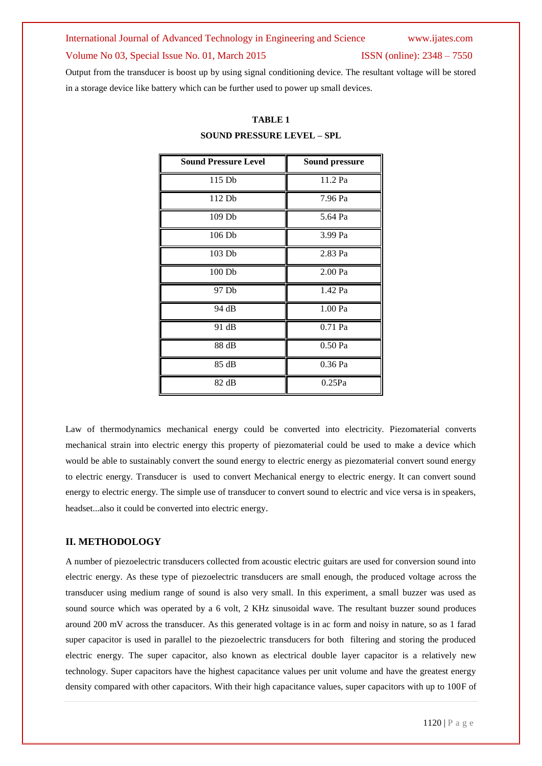Output from the transducer is boost up by using signal conditioning device. The resultant voltage will be stored in a storage device like battery which can be further used to power up small devices.

**TABLE 1**

**SOUND PRESSURE LEVEL – SPL**

| Sound Pressure Level | Sound pressure |
|---|---|
| 115 Db | 11.2 Pa |
| 112 Db | 7.96 Pa |
| 109 Db | 5.64 Pa |
| 106 Db | 3.99 Pa |
| 103 Db | 2.83 Pa |
| 100 Db | 2.00 Pa |
| 97 Db | 1.42 Pa |
| 94 dB | 1.00 Pa |
| 91 dB | 0.71 Pa |
| 88 dB | 0.50 Pa |
| 85 dB | 0.36 Pa |
| 82 dB | 0.25Pa |

Law of thermodynamics mechanical energy could be converted into electricity. Piezomaterial converts mechanical strain into electric energy this property of piezomaterial could be used to make a device which would be able to sustainably convert the sound energy to electric energy as piezomaterial convert sound energy to electric energy. Transducer is used to convert Mechanical energy to electric energy. It can convert sound energy to electric energy. The simple use of transducer to convert sound to electric and vice versa is in speakers, headset...also it could be converted into electric energy.

## II. METHODOLOGY

A number of piezoelectric transducers collected from acoustic electric guitars are used for conversion sound into electric energy. As these type of piezoelectric transducers are small enough, the produced voltage across the transducer using medium range of sound is also very small. In this experiment, a small buzzer was used as sound source which was operated by a 6 volt, 2 KHz sinusoidal wave. The resultant buzzer sound produces around 200 mV across the transducer. As this generated voltage is in ac form and noisy in nature, so as 1 farad super capacitor is used in parallel to the piezoelectric transducers for both filtering and storing the produced electric energy. The super capacitor, also known as electrical double layer capacitor is a relatively new technology. Super capacitors have the highest capacitance values per unit volume and have the greatest energy density compared with other capacitors. With their high capacitance values, super capacitors with up to 100F of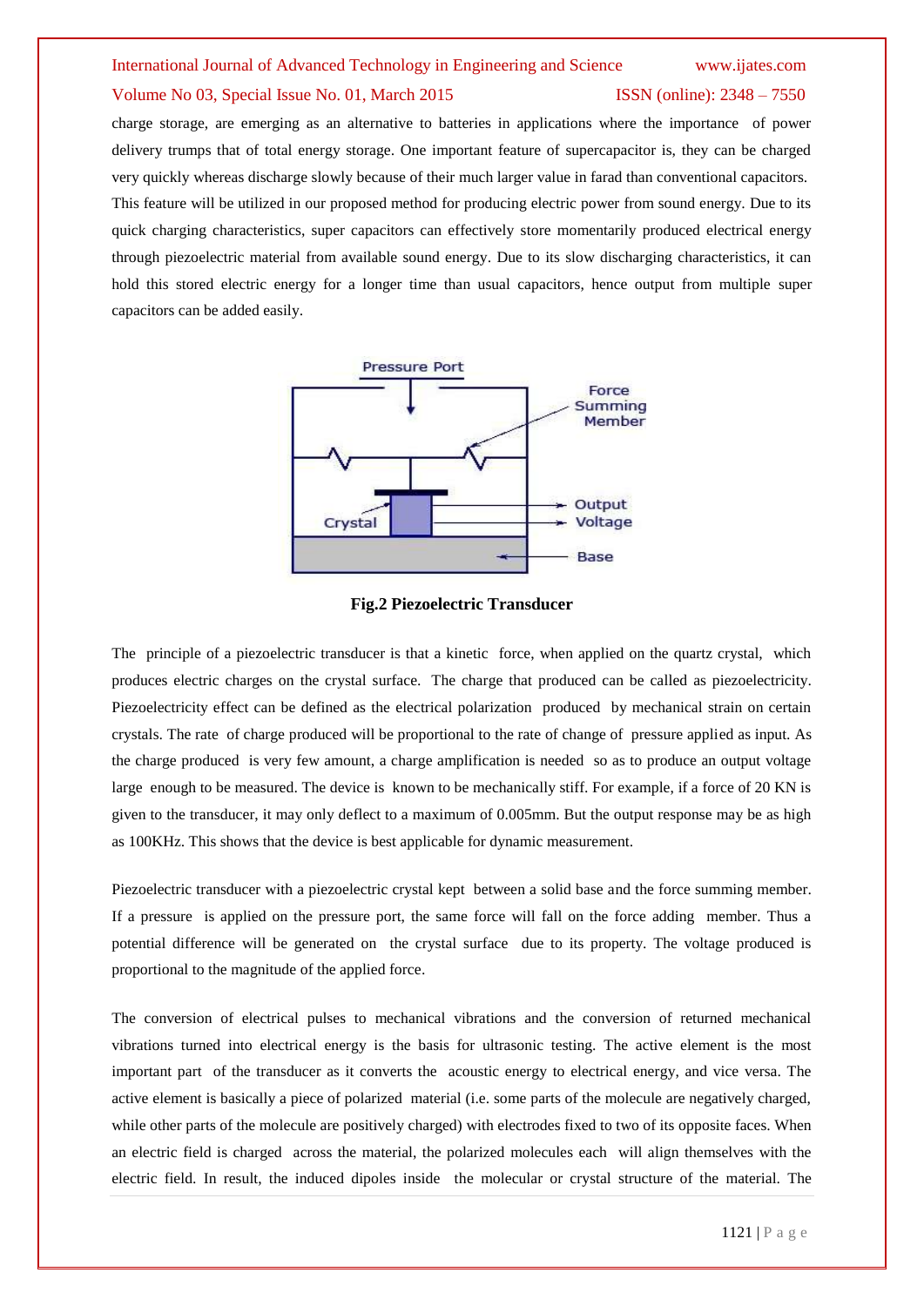charge storage, are emerging as an alternative to batteries in applications where the importance of power delivery trumps that of total energy storage. One important feature of supercapacitor is, they can be charged very quickly whereas discharge slowly because of their much larger value in farad than conventional capacitors. This feature will be utilized in our proposed method for producing electric power from sound energy. Due to its quick charging characteristics, super capacitors can effectively store momentarily produced electrical energy through piezoelectric material from available sound energy. Due to its slow discharging characteristics, it can hold this stored electric energy for a longer time than usual capacitors, hence output from multiple super capacitors can be added easily.

**Fig.2 Piezoelectric Transducer**

The principle of a piezoelectric transducer is that a kinetic force, when applied on the quartz crystal, which produces electric charges on the crystal surface. The charge that produced can be called as piezoelectricity. Piezoelectricity effect can be defined as the electrical polarization produced by mechanical strain on certain crystals. The rate of charge produced will be proportional to the rate of change of pressure applied as input. As the charge produced is very few amount, a charge amplification is needed so as to produce an output voltage large enough to be measured. The device is known to be mechanically stiff. For example, if a force of 20 KN is given to the transducer, it may only deflect to a maximum of 0.005mm. But the output response may be as high as 100KHz. This shows that the device is best applicable for dynamic measurement.

Piezoelectric transducer with a piezoelectric crystal kept between a solid base and the force summing member. If a pressure is applied on the pressure port, the same force will fall on the force adding member. Thus a potential difference will be generated on the crystal surface due to its property. The voltage produced is proportional to the magnitude of the applied force.

The conversion of electrical pulses to mechanical vibrations and the conversion of returned mechanical vibrations turned into electrical energy is the basis for ultrasonic testing. The active element is the most important part of the transducer as it converts the acoustic energy to electrical energy, and vice versa. The active element is basically a piece of polarized material (i.e. some parts of the molecule are negatively charged, while other parts of the molecule are positively charged) with electrodes fixed to two of its opposite faces. When an electric field is charged across the material, the polarized molecules each will align themselves with the electric field. In result, the induced dipoles inside the molecular or crystal structure of the material. The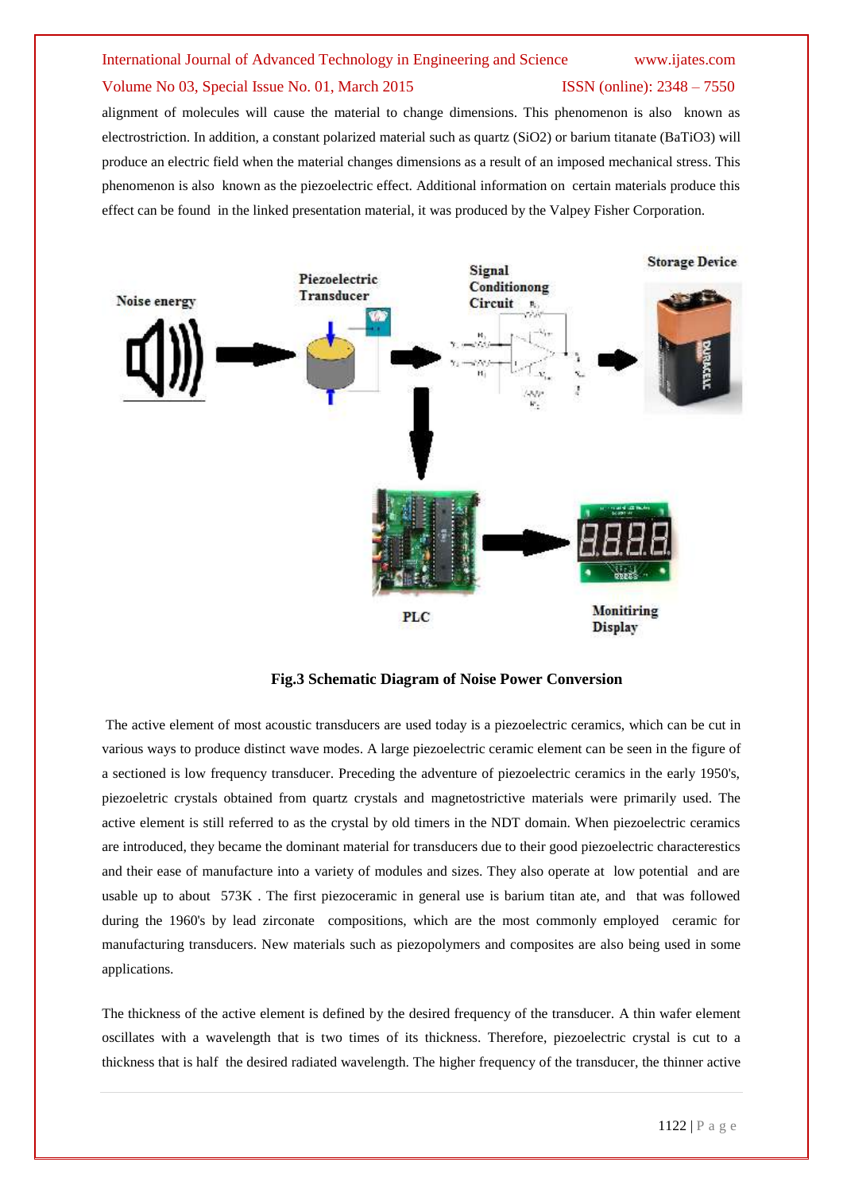alignment of molecules will cause the material to change dimensions. This phenomenon is also known as electrostriction. In addition, a constant polarized material such as quartz ($SiO_2$) or barium titanate ($BaTiO_3$) will produce an electric field when the material changes dimensions as a result of an imposed mechanical stress. This phenomenon is also known as the piezoelectric effect. Additional information on certain materials produce this effect can be found in the linked presentation material, it was produced by the Valpey Fisher Corporation.

**Fig.3 Schematic Diagram of Noise Power Conversion**

The active element of most acoustic transducers are used today is a piezoelectric ceramics, which can be cut in various ways to produce distinct wave modes. A large piezoelectric ceramic element can be seen in the figure of a sectioned is low frequency transducer. Preceding the adventure of piezoelectric ceramics in the early 1950's, piezoeletric crystals obtained from quartz crystals and magnetostrictive materials were primarily used. The active element is still referred to as the crystal by old timers in the NDT domain. When piezoelectric ceramics are introduced, they became the dominant material for transducers due to their good piezoelectric characterestics and their ease of manufacture into a variety of modules and sizes. They also operate at low potential and are usable up to about 573K . The first piezoceramic in general use is barium titan ate, and that was followed during the 1960's by lead zirconate compositions, which are the most commonly employed ceramic for manufacturing transducers. New materials such as piezopolymers and composites are also being used in some applications.

The thickness of the active element is defined by the desired frequency of the transducer. A thin wafer element oscillates with a wavelength that is two times of its thickness. Therefore, piezoelectric crystal is cut to a thickness that is half the desired radiated wavelength. The higher frequency of the transducer, the thinner active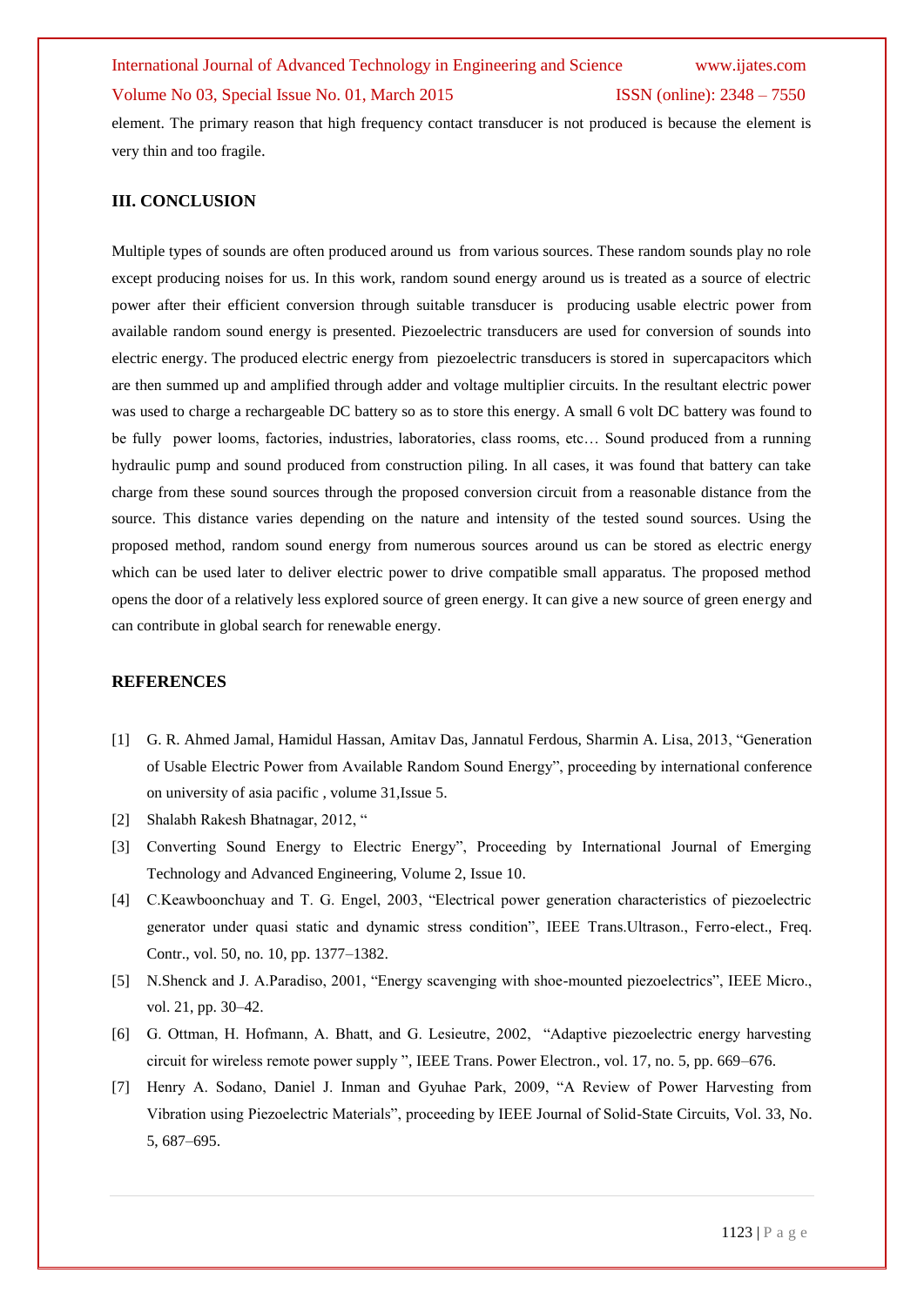element. The primary reason that high frequency contact transducer is not produced is because the element is very thin and too fragile.

## III. CONCLUSION

Multiple types of sounds are often produced around us from various sources. These random sounds play no role except producing noises for us. In this work, random sound energy around us is treated as a source of electric power after their efficient conversion through suitable transducer is producing usable electric power from available random sound energy is presented. Piezoelectric transducers are used for conversion of sounds into electric energy. The produced electric energy from piezoelectric transducers is stored in supercapacitors which are then summed up and amplified through adder and voltage multiplier circuits. In the resultant electric power was used to charge a rechargeable DC battery so as to store this energy. A small 6 volt DC battery was found to be fully power looms, factories, industries, laboratories, class rooms, etc… Sound produced from a running hydraulic pump and sound produced from construction piling. In all cases, it was found that battery can take charge from these sound sources through the proposed conversion circuit from a reasonable distance from the source. This distance varies depending on the nature and intensity of the tested sound sources. Using the proposed method, random sound energy from numerous sources around us can be stored as electric energy which can be used later to deliver electric power to drive compatible small apparatus. The proposed method opens the door of a relatively less explored source of green energy. It can give a new source of green energy and can contribute in global search for renewable energy.

## REFERENCES

[1] G. R. Ahmed Jamal, Hamidul Hassan, Amitav Das, Jannatul Ferdous, Sharmin A. Lisa, 2013, "Generation of Usable Electric Power from Available Random Sound Energy", proceeding by international conference on university of asia pacific , volume 31,Issue 5.

[2] Shalabh Rakesh Bhatnagar, 2012, "

[3] Converting Sound Energy to Electric Energy", Proceeding by International Journal of Emerging Technology and Advanced Engineering, Volume 2, Issue 10.

[4] C.Keawboonchuay and T. G. Engel, 2003, "Electrical power generation characteristics of piezoelectric generator under quasi static and dynamic stress condition", IEEE Trans.Ultrason., Ferro-elect., Freq. Contr., vol. 50, no. 10, pp. 1377–1382.

[5] N.Shenck and J. A.Paradiso, 2001, "Energy scavenging with shoe-mounted piezoelectrics", IEEE Micro., vol. 21, pp. 30–42.

[6] G. Ottman, H. Hofmann, A. Bhatt, and G. Lesieutre, 2002, "Adaptive piezoelectric energy harvesting circuit for wireless remote power supply ", IEEE Trans. Power Electron., vol. 17, no. 5, pp. 669–676.

[7] Henry A. Sodano, Daniel J. Inman and Gyuhae Park, 2009, "A Review of Power Harvesting from Vibration using Piezoelectric Materials", proceeding by IEEE Journal of Solid-State Circuits, Vol. 33, No. 5, 687–695.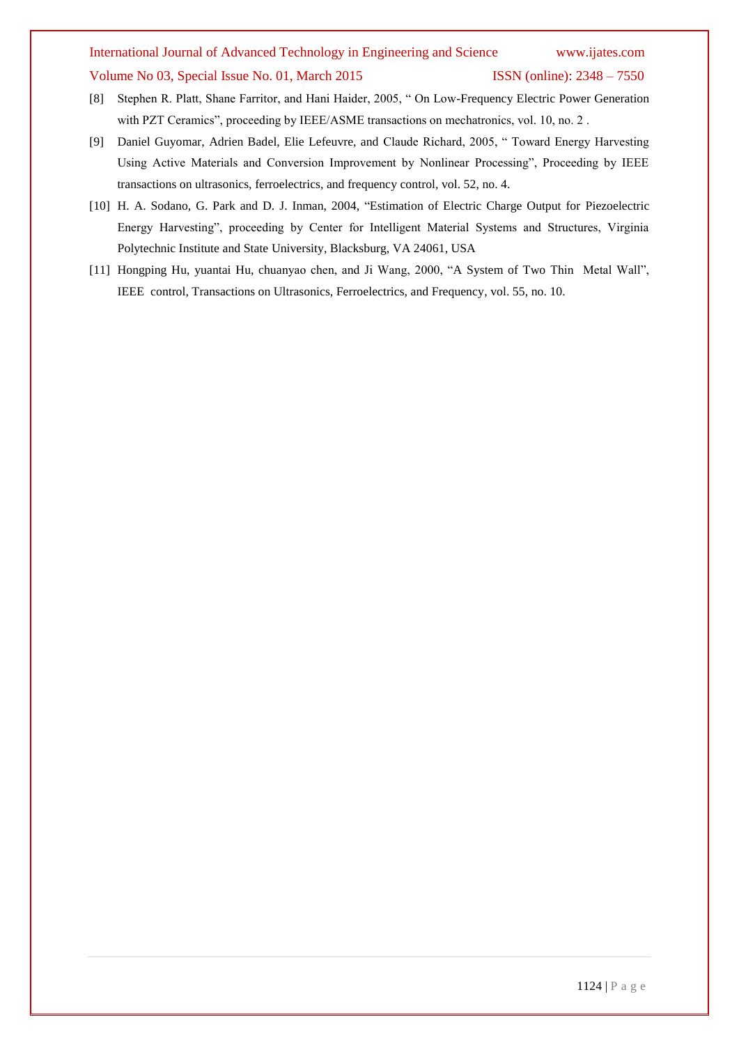[8] Stephen R. Platt, Shane Farritor, and Hani Haider, 2005, " On Low-Frequency Electric Power Generation with PZT Ceramics", proceeding by IEEE/ASME transactions on mechatronics, vol. 10, no. 2 .

[9] Daniel Guyomar, Adrien Badel, Elie Lefeuvre, and Claude Richard, 2005, " Toward Energy Harvesting Using Active Materials and Conversion Improvement by Nonlinear Processing", Proceeding by IEEE transactions on ultrasonics, ferroelectrics, and frequency control, vol. 52, no. 4.

[10] H. A. Sodano, G. Park and D. J. Inman, 2004, "Estimation of Electric Charge Output for Piezoelectric Energy Harvesting", proceeding by Center for Intelligent Material Systems and Structures, Virginia Polytechnic Institute and State University, Blacksburg, VA 24061, USA

[11] Hongping Hu, yuantai Hu, chuanyao chen, and Ji Wang, 2000, "A System of Two Thin Metal Wall", IEEE control, Transactions on Ultrasonics, Ferroelectrics, and Frequency, vol. 55, no. 10.